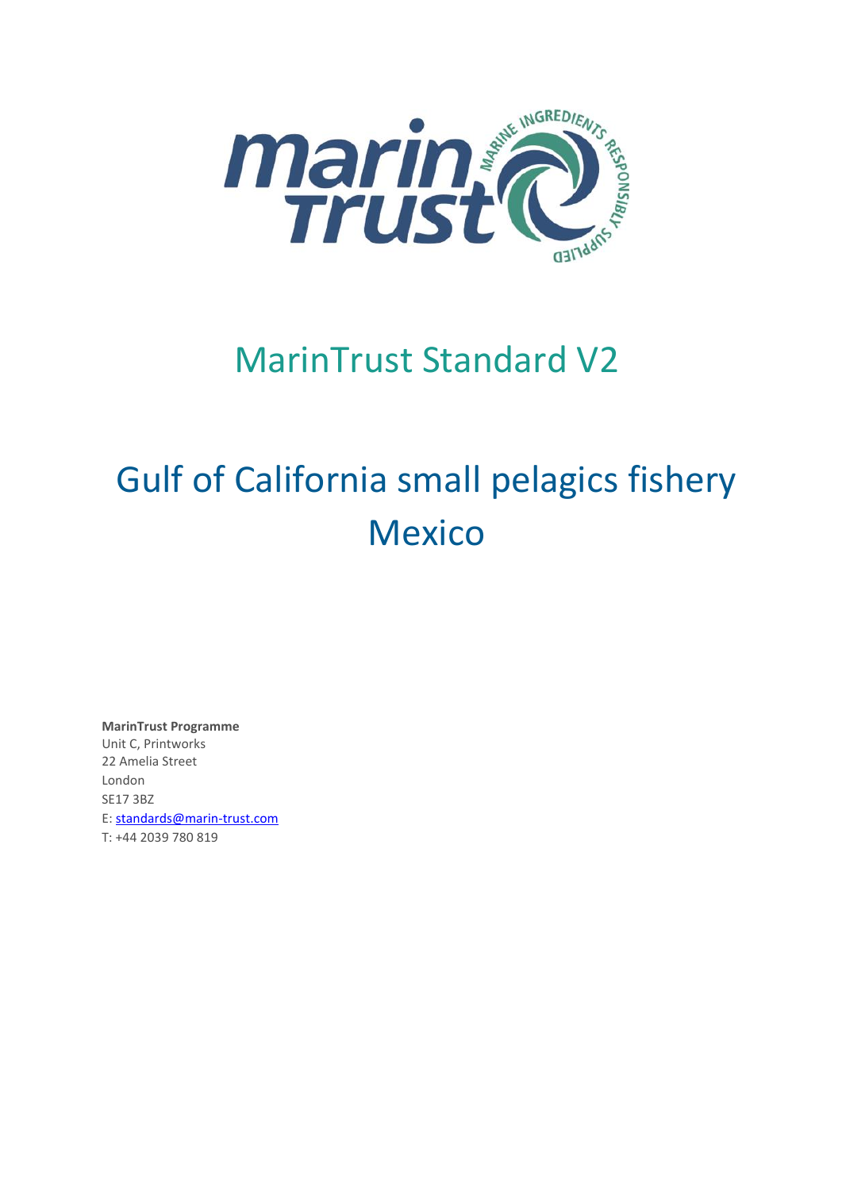# MarinTrust Standard V2

# Gulf of California small pelagics fishery Mexico

**MarinTrust Programme**
Unit C, Printworks
22 Amelia Street
London
SE17 3BZ
E: standards@marin-trust.com
T: +44 2039 780 819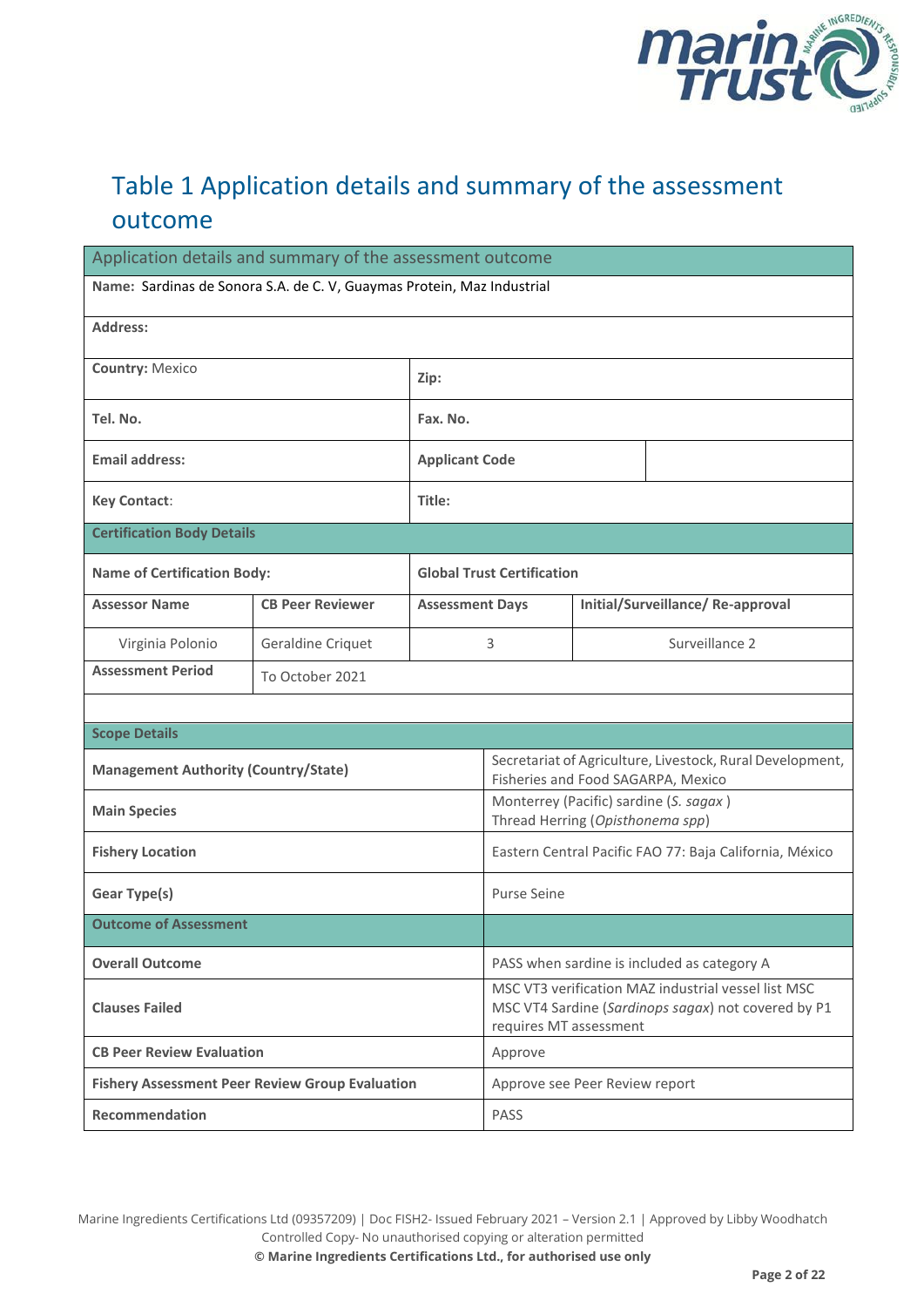# Table 1 Application details and summary of the assessment outcome

| Application details and summary of the assessment outcome | | | |
|---|---|---|---|
| **Name:** Sardinas de Sonora S.A. de C. V, Guaymas Protein, Maz Industrial | | | |
| **Address:** | | | |
| **Country:** Mexico | | **Zip:** | |
| **Tel. No.** | | **Fax. No.** | |
| **Email address:** | | **Applicant Code** | |
| **Key Contact:** | | **Title:** | |
| **Certification Body Details** | | | |
| **Name of Certification Body:** | | **Global Trust Certification** | |
| **Assessor Name** | **CB Peer Reviewer** | **Assessment Days** | **Initial/Surveillance/ Re-approval** |
| Virginia Polonio | Geraldine Criquet | 3 | Surveillance 2 |
| **Assessment Period** | To October 2021 | | |
| | | | |
| **Scope Details** | | | |
| **Management Authority (Country/State)** | | Secretariat of Agriculture, Livestock, Rural Development, Fisheries and Food SAGARPA, Mexico | |
| **Main Species** | | Monterrey (Pacific) sardine (*S. sagax* )<br>Thread Herring (*Opisthonema spp*) | |
| **Fishery Location** | | Eastern Central Pacific FAO 77: Baja California, México | |
| **Gear Type(s)** | | Purse Seine | |
| **Outcome of Assessment** | | | |
| **Overall Outcome** | | PASS when sardine is included as category A | |
| **Clauses Failed** | | MSC VT3 verification MAZ industrial vessel list MSC<br>MSC VT4 Sardine (*Sardinops sagax*) not covered by P1 requires MT assessment | |
| **CB Peer Review Evaluation** | | Approve | |
| **Fishery Assessment Peer Review Group Evaluation** | | Approve see Peer Review report | |
| **Recommendation** | | PASS | |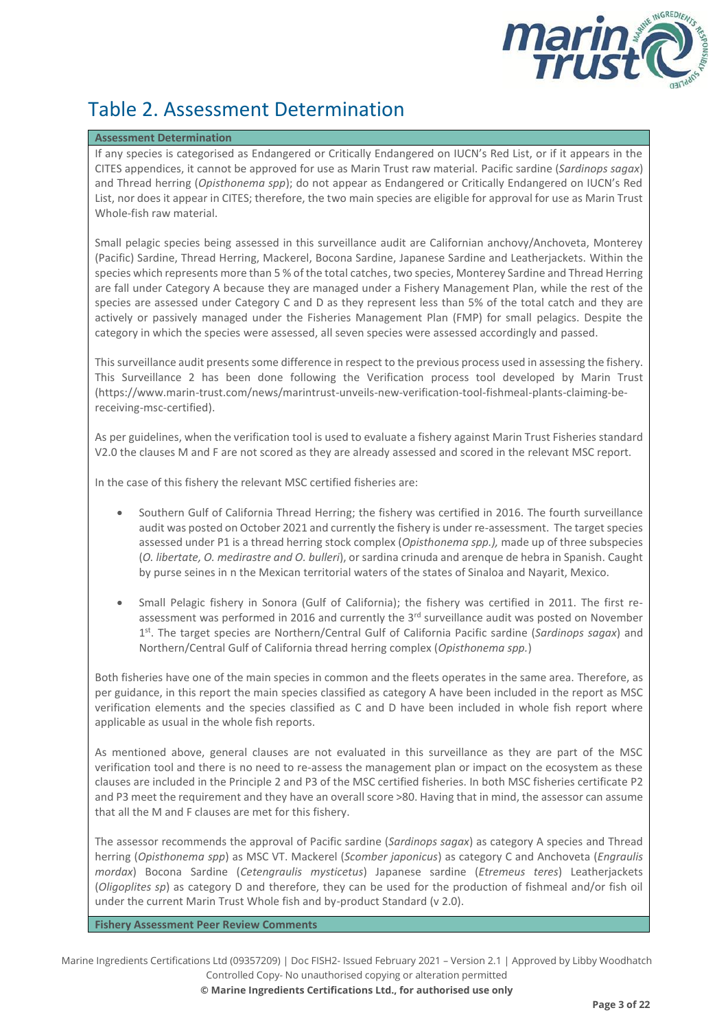# Table 2. Assessment Determination

| **Assessment Determination** |
|---|
| If any species is categorised as Endangered or Critically Endangered on IUCN's Red List, or if it appears in the CITES appendices, it cannot be approved for use as Marin Trust raw material. Pacific sardine (*Sardinops sagax*) and Thread herring (*Opisthonema spp*); do not appear as Endangered or Critically Endangered on IUCN's Red List, nor does it appear in CITES; therefore, the two main species are eligible for approval for use as Marin Trust Whole-fish raw material.<br><br>Small pelagic species being assessed in this surveillance audit are Californian anchovy/Anchoveta, Monterey (Pacific) Sardine, Thread Herring, Mackerel, Bocona Sardine, Japanese Sardine and Leatherjackets. Within the species which represents more than 5 % of the total catches, two species, Monterey Sardine and Thread Herring are fall under Category A because they are managed under a Fishery Management Plan, while the rest of the species are assessed under Category C and D as they represent less than 5% of the total catch and they are actively or passively managed under the Fisheries Management Plan (FMP) for small pelagics. Despite the category in which the species were assessed, all seven species were assessed accordingly and passed.<br><br>This surveillance audit presents some difference in respect to the previous process used in assessing the fishery. This Surveillance 2 has been done following the Verification process tool developed by Marin Trust (https://www.marin-trust.com/news/marintrust-unveils-new-verification-tool-fishmeal-plants-claiming-be-receiving-msc-certified).<br><br>As per guidelines, when the verification tool is used to evaluate a fishery against Marin Trust Fisheries standard V2.0 the clauses M and F are not scored as they are already assessed and scored in the relevant MSC report.<br><br>In the case of this fishery the relevant MSC certified fisheries are:<br><br>• Southern Gulf of California Thread Herring; the fishery was certified in 2016. The fourth surveillance audit was posted on October 2021 and currently the fishery is under re-assessment. The target species assessed under P1 is a thread herring stock complex (*Opisthonema spp.),* made up of three subspecies (*O. libertate, O. medirastre and O. bulleri*), or sardina crinuda and arenque de hebra in Spanish. Caught by purse seines in n the Mexican territorial waters of the states of Sinaloa and Nayarit, Mexico.<br><br>• Small Pelagic fishery in Sonora (Gulf of California); the fishery was certified in 2011. The first re-assessment was performed in 2016 and currently the 3rd surveillance audit was posted on November 1st. The target species are Northern/Central Gulf of California Pacific sardine (*Sardinops sagax*) and Northern/Central Gulf of California thread herring complex (*Opisthonema spp.*)<br><br>Both fisheries have one of the main species in common and the fleets operates in the same area. Therefore, as per guidance, in this report the main species classified as category A have been included in the report as MSC verification elements and the species classified as C and D have been included in whole fish report where applicable as usual in the whole fish reports.<br><br>As mentioned above, general clauses are not evaluated in this surveillance as they are part of the MSC verification tool and there is no need to re-assess the management plan or impact on the ecosystem as these clauses are included in the Principle 2 and P3 of the MSC certified fisheries. In both MSC fisheries certificate P2 and P3 meet the requirement and they have an overall score >80. Having that in mind, the assessor can assume that all the M and F clauses are met for this fishery.<br><br>The assessor recommends the approval of Pacific sardine (*Sardinops sagax*) as category A species and Thread herring (*Opisthonema spp*) as MSC VT. Mackerel (*Scomber japonicus*) as category C and Anchoveta (*Engraulis mordax*) Bocona Sardine (*Cetengraulis mysticetus*) Japanese sardine (*Etremeus teres*) Leatherjackets (*Oligoplites sp*) as category D and therefore, they can be used for the production of fishmeal and/or fish oil under the current Marin Trust Whole fish and by-product Standard (v 2.0). |
| **Fishery Assessment Peer Review Comments** |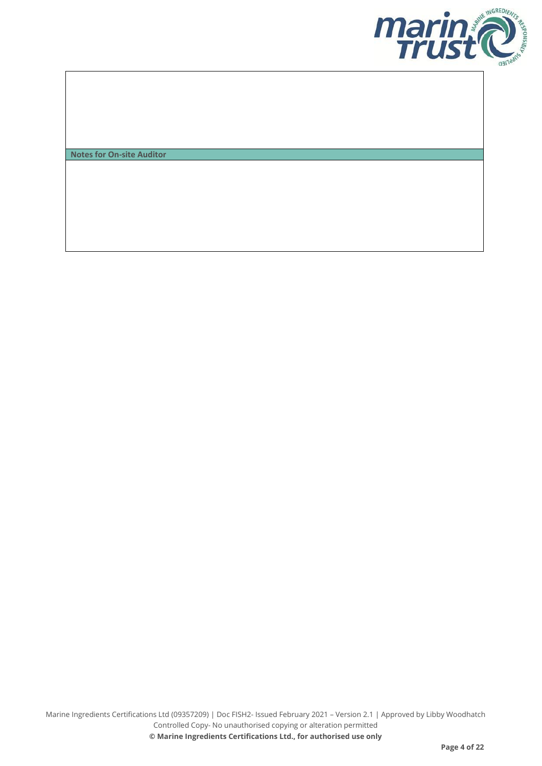| |
|---|
| |
| **Notes for On-site Auditor** |
| |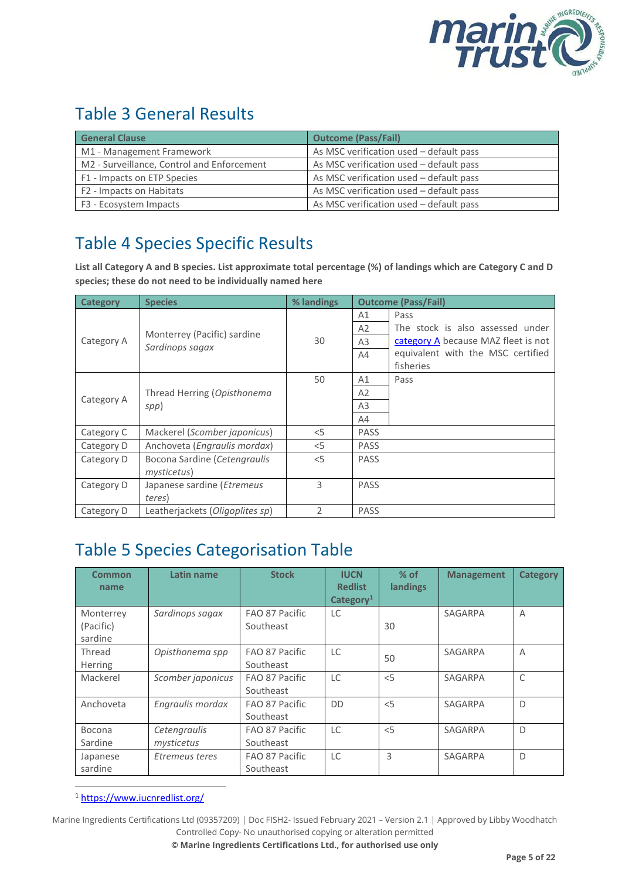## Table 3 General Results

| General Clause | Outcome (Pass/Fail) |
|---|---|
| M1 - Management Framework | As MSC verification used – default pass |
| M2 - Surveillance, Control and Enforcement | As MSC verification used – default pass |
| F1 - Impacts on ETP Species | As MSC verification used – default pass |
| F2 - Impacts on Habitats | As MSC verification used – default pass |
| F3 - Ecosystem Impacts | As MSC verification used – default pass |

## Table 4 Species Specific Results

**List all Category A and B species. List approximate total percentage (%) of landings which are Category C and D species; these do not need to be individually named here**

| Category | Species | % landings | Outcome (Pass/Fail) | |
|---|---|---|---|---|
| Category A | Monterrey (Pacific) sardine *Sardinops sagax* | 30 | A1 | Pass<br>The stock is also assessed under category A because MAZ fleet is not equivalent with the MSC certified fisheries |
| | | | A2 | |
| | | | A3 | |
| | | | A4 | |
| Category A | Thread Herring (*Opisthonema spp*) | 50 | A1 | Pass |
| | | | A2 | |
| | | | A3 | |
| | | | A4 | |
| Category C | Mackerel (*Scomber japonicus*) | <5 | PASS | |
| Category D | Anchoveta (*Engraulis mordax*) | <5 | PASS | |
| Category D | Bocona Sardine (*Cetengraulis mysticetus*) | <5 | PASS | |
| Category D | Japanese sardine (*Etremeus teres*) | 3 | PASS | |
| Category D | Leatherjackets (*Oligoplites sp*) | 2 | PASS | |

## Table 5 Species Categorisation Table

| Common name | Latin name | Stock | IUCN Redlist Category[1] | % of landings | Management | Category |
|---|---|---|---|---|---|---|
| Monterrey (Pacific) sardine | *Sardinops sagax* | FAO 87 Pacific Southeast | LC | 30 | SAGARPA | A |
| Thread Herring | *Opisthonema spp* | FAO 87 Pacific Southeast | LC | 50 | SAGARPA | A |
| Mackerel | *Scomber japonicus* | FAO 87 Pacific Southeast | LC | <5 | SAGARPA | C |
| Anchoveta | *Engraulis mordax* | FAO 87 Pacific Southeast | DD | <5 | SAGARPA | D |
| Bocona Sardine | *Cetengraulis mysticetus* | FAO 87 Pacific Southeast | LC | <5 | SAGARPA | D |
| Japanese sardine | *Etremeus teres* | FAO 87 Pacific Southeast | LC | 3 | SAGARPA | D |

[1] https://www.iucnredlist.org/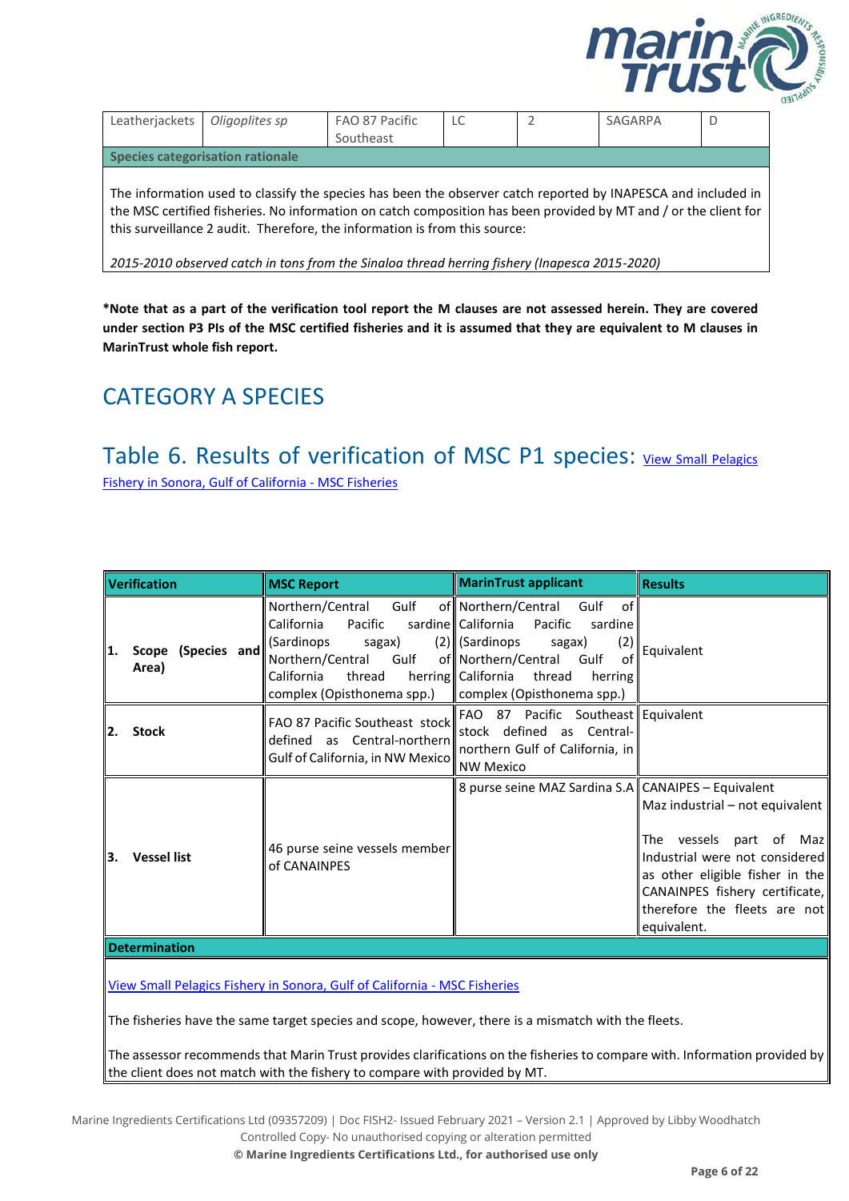| Leatherjackets | *Oligoplites sp* | FAO 87 Pacific Southeast | LC | 2 | SAGARPA | D |
|---|---|---|---|---|---|---|
| **Species categorisation rationale** | | | | | | |
| The information used to classify the species has been the observer catch reported by INAPESCA and included in the MSC certified fisheries. No information on catch composition has been provided by MT and / or the client for this surveillance 2 audit. Therefore, the information is from this source:<br><br>*2015-2010 observed catch in tons from the Sinaloa thread herring fishery (Inapesca 2015-2020)* | | | | | | |

**\*Note that as a part of the verification tool report the M clauses are not assessed herein. They are covered under section P3 PIs of the MSC certified fisheries and it is assumed that they are equivalent to M clauses in MarinTrust whole fish report.**

# CATEGORY A SPECIES

## Table 6. Results of verification of MSC P1 species: [View Small Pelagics Fishery in Sonora, Gulf of California - MSC Fisheries]

| Verification | MSC Report | MarinTrust applicant | Results |
|---|---|---|---|
| 1. Scope (Species and Area) | Northern/Central Gulf of California Pacific sardine (Sardinops sagax) (2) Northern/Central Gulf of California thread herring complex (Opisthonema spp.) | Northern/Central Gulf of California Pacific sardine (Sardinops sagax) (2) Northern/Central Gulf of California thread herring complex (Opisthonema spp.) | Equivalent |
| 2. Stock | FAO 87 Pacific Southeast stock defined as Central-northern Gulf of California, in NW Mexico | FAO 87 Pacific Southeast stock defined as Central-northern Gulf of California, in NW Mexico | Equivalent |
| 3. Vessel list | 46 purse seine vessels member of CANAINPES | 8 purse seine MAZ Sardina S.A | CANAIPES – Equivalent<br>Maz industrial – not equivalent<br><br>The vessels part of Maz Industrial were not considered as other eligible fisher in the CANAINPES fishery certificate, therefore the fleets are not equivalent. |
| **Determination** | | | |
| [View Small Pelagics Fishery in Sonora, Gulf of California - MSC Fisheries]<br><br>The fisheries have the same target species and scope, however, there is a mismatch with the fleets.<br><br>The assessor recommends that Marin Trust provides clarifications on the fisheries to compare with. Information provided by the client does not match with the fishery to compare with provided by MT. | | | |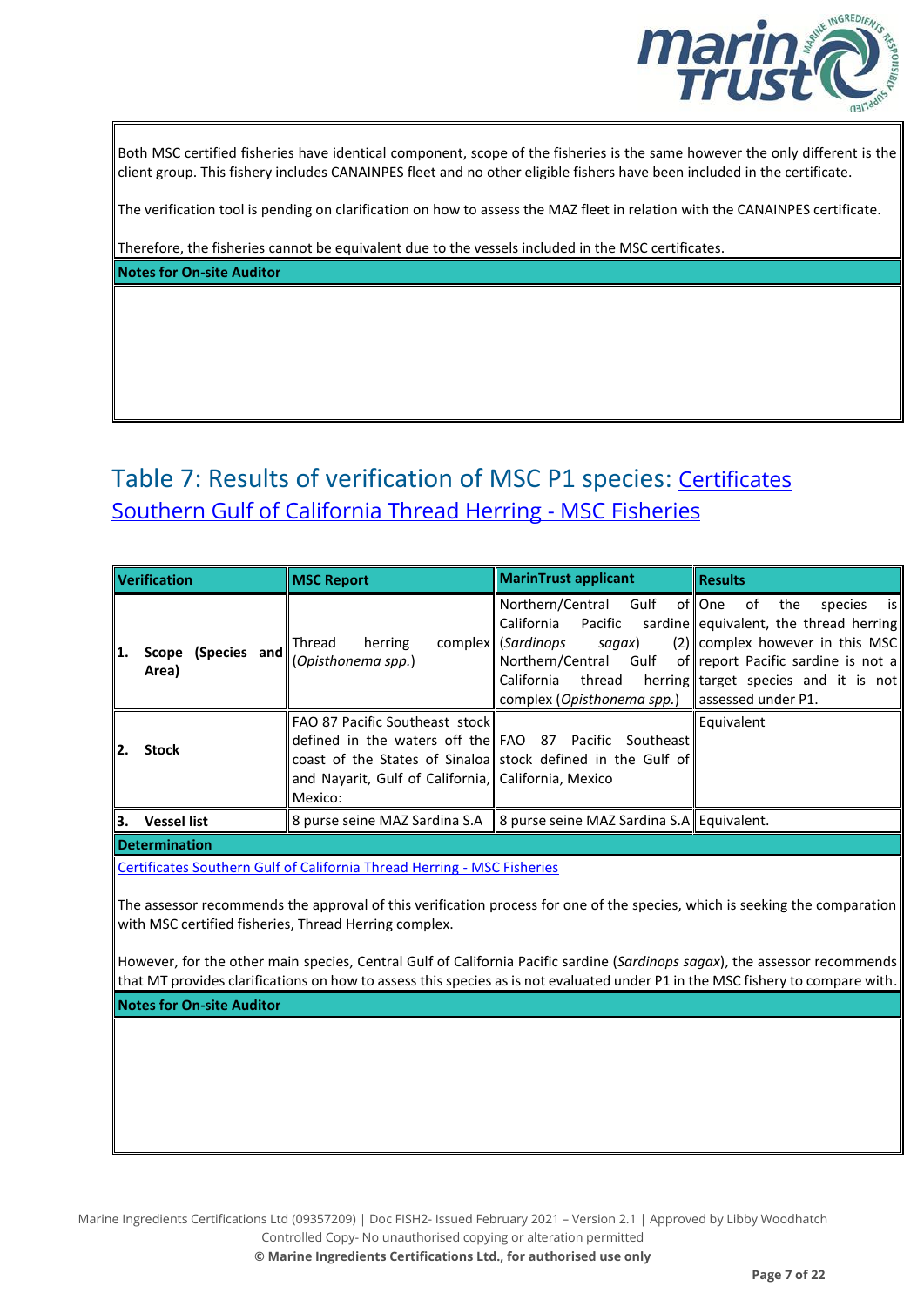| |
|---|
| Both MSC certified fisheries have identical component, scope of the fisheries is the same however the only different is the client group. This fishery includes CANAINPES fleet and no other eligible fishers have been included in the certificate.<br><br>The verification tool is pending on clarification on how to assess the MAZ fleet in relation with the CANAINPES certificate.<br><br>Therefore, the fisheries cannot be equivalent due to the vessels included in the MSC certificates. |
| **Notes for On-site Auditor** |
| |

## Table 7: Results of verification of MSC P1 species: Certificates Southern Gulf of California Thread Herring - MSC Fisheries

| Verification | MSC Report | MarinTrust applicant | Results |
|---|---|---|---|
| **1. Scope (Species and Area)** | Thread herring complex (*Opisthonema spp.*) | Northern/Central Gulf of California Pacific sardine (*Sardinops sagax*) (2) Northern/Central Gulf of California thread herring complex (*Opisthonema spp.*) | One of the species is equivalent, the thread herring complex however in this MSC report Pacific sardine is not a target species and it is not assessed under P1. |
| **2. Stock** | FAO 87 Pacific Southeast stock defined in the waters off the coast of the States of Sinaloa and Nayarit, Gulf of California, Mexico: | FAO 87 Pacific Southeast stock defined in the Gulf of California, Mexico | Equivalent |
| **3. Vessel list** | 8 purse seine MAZ Sardina S.A | 8 purse seine MAZ Sardina S.A | Equivalent. |
| **Determination** | | | |
| Certificates Southern Gulf of California Thread Herring - MSC Fisheries<br><br>The assessor recommends the approval of this verification process for one of the species, which is seeking the comparation with MSC certified fisheries, Thread Herring complex.<br><br>However, for the other main species, Central Gulf of California Pacific sardine (*Sardinops sagax*), the assessor recommends that MT provides clarifications on how to assess this species as is not evaluated under P1 in the MSC fishery to compare with. | | | |
| **Notes for On-site Auditor** | | | |
| | | | |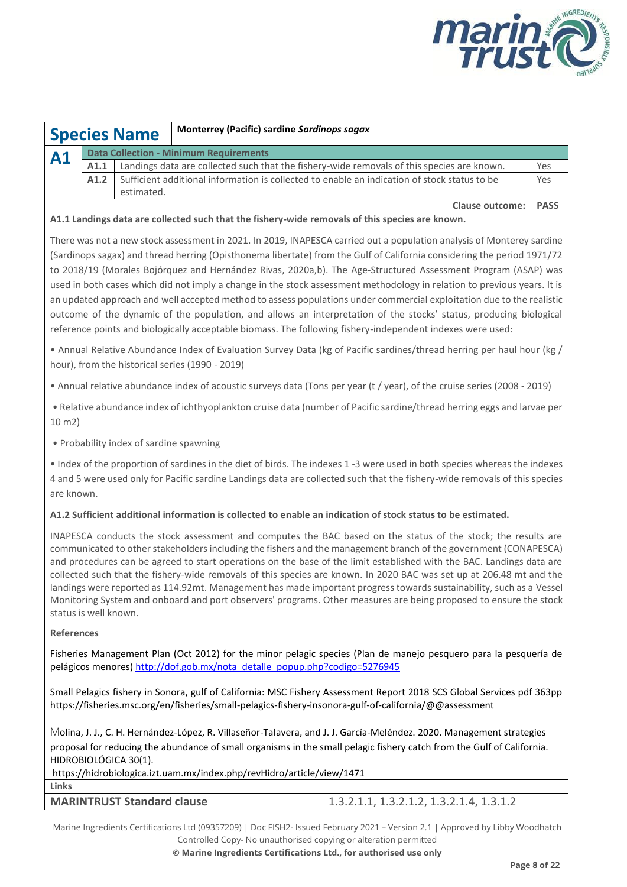| Species Name | Monterrey (Pacific) sardine *Sardinops sagax* | |
|---|---|---|
| **A1** | **Data Collection - Minimum Requirements** | |
| A1.1 | Landings data are collected such that the fishery-wide removals of this species are known. | Yes |
| A1.2 | Sufficient additional information is collected to enable an indication of stock status to be estimated. | Yes |
| | **Clause outcome:** | **PASS** |

**A1.1 Landings data are collected such that the fishery-wide removals of this species are known.**

There was not a new stock assessment in 2021. In 2019, INAPESCA carried out a population analysis of Monterey sardine (Sardinops sagax) and thread herring (Opisthonema libertate) from the Gulf of California considering the period 1971/72 to 2018/19 (Morales Bojórquez and Hernández Rivas, 2020a,b). The Age-Structured Assessment Program (ASAP) was used in both cases which did not imply a change in the stock assessment methodology in relation to previous years. It is an updated approach and well accepted method to assess populations under commercial exploitation due to the realistic outcome of the dynamic of the population, and allows an interpretation of the stocks' status, producing biological reference points and biologically acceptable biomass. The following fishery-independent indexes were used:

- Annual Relative Abundance Index of Evaluation Survey Data (kg of Pacific sardines/thread herring per haul hour (kg / hour), from the historical series (1990 - 2019)
- Annual relative abundance index of acoustic surveys data (Tons per year (t / year), of the cruise series (2008 - 2019)
- Relative abundance index of ichthyoplankton cruise data (number of Pacific sardine/thread herring eggs and larvae per 10 m2)
- Probability index of sardine spawning
- Index of the proportion of sardines in the diet of birds. The indexes 1 -3 were used in both species whereas the indexes 4 and 5 were used only for Pacific sardine Landings data are collected such that the fishery-wide removals of this species are known.

**A1.2 Sufficient additional information is collected to enable an indication of stock status to be estimated.**

INAPESCA conducts the stock assessment and computes the BAC based on the status of the stock; the results are communicated to other stakeholders including the fishers and the management branch of the government (CONAPESCA) and procedures can be agreed to start operations on the base of the limit established with the BAC. Landings data are collected such that the fishery-wide removals of this species are known. In 2020 BAC was set up at 206.48 mt and the landings were reported as 114.92mt. Management has made important progress towards sustainability, such as a Vessel Monitoring System and onboard and port observers' programs. Other measures are being proposed to ensure the stock status is well known.

**References**

Fisheries Management Plan (Oct 2012) for the minor pelagic species (Plan de manejo pesquero para la pesquería de pelágicos menores) http://dof.gob.mx/nota_detalle_popup.php?codigo=5276945

Small Pelagics fishery in Sonora, gulf of California: MSC Fishery Assessment Report 2018 SCS Global Services pdf 363pp https://fisheries.msc.org/en/fisheries/small-pelagics-fishery-insonora-gulf-of-california/@@assessment

Molina, J. J., C. H. Hernández-López, R. Villaseñor-Talavera, and J. J. García-Meléndez. 2020. Management strategies proposal for reducing the abundance of small organisms in the small pelagic fishery catch from the Gulf of California. HIDROBIOLÓGICA 30(1).
https://hidrobiologica.izt.uam.mx/index.php/revHidro/article/view/1471

**Links**

| **MARINTRUST Standard clause** | 1.3.2.1.1, 1.3.2.1.2, 1.3.2.1.4, 1.3.1.2 |
|---|---|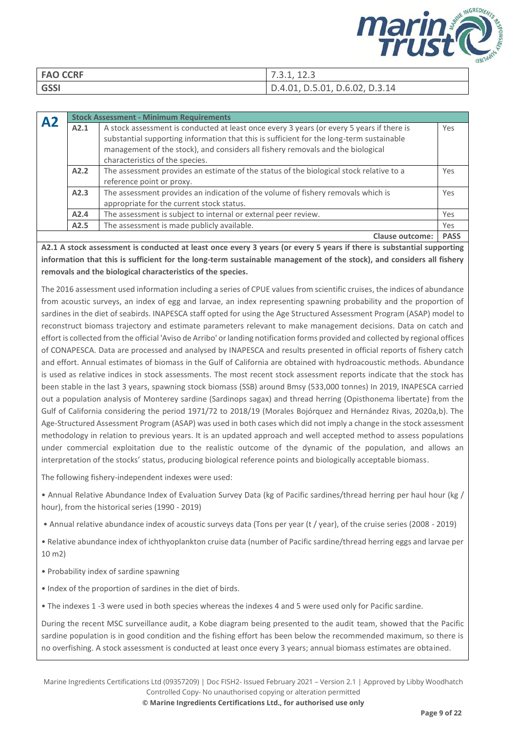| FAO CCRF | 7.3.1, 12.3 |
|---|---|
| GSSI | D.4.01, D.5.01, D.6.02, D.3.14 |

| A2 | Stock Assessment - Minimum Requirements | | |
|---|---|---|---|
| | A2.1 | A stock assessment is conducted at least once every 3 years (or every 5 years if there is substantial supporting information that this is sufficient for the long-term sustainable management of the stock), and considers all fishery removals and the biological characteristics of the species. | Yes |
| | A2.2 | The assessment provides an estimate of the status of the biological stock relative to a reference point or proxy. | Yes |
| | A2.3 | The assessment provides an indication of the volume of fishery removals which is appropriate for the current stock status. | Yes |
| | A2.4 | The assessment is subject to internal or external peer review. | Yes |
| | A2.5 | The assessment is made publicly available. | Yes |
| | | **Clause outcome:** | **PASS** |

**A2.1 A stock assessment is conducted at least once every 3 years (or every 5 years if there is substantial supporting information that this is sufficient for the long-term sustainable management of the stock), and considers all fishery removals and the biological characteristics of the species.**

The 2016 assessment used information including a series of CPUE values from scientific cruises, the indices of abundance from acoustic surveys, an index of egg and larvae, an index representing spawning probability and the proportion of sardines in the diet of seabirds. INAPESCA staff opted for using the Age Structured Assessment Program (ASAP) model to reconstruct biomass trajectory and estimate parameters relevant to make management decisions. Data on catch and effort is collected from the official 'Aviso de Arribo' or landing notification forms provided and collected by regional offices of CONAPESCA. Data are processed and analysed by INAPESCA and results presented in official reports of fishery catch and effort. Annual estimates of biomass in the Gulf of California are obtained with hydroacoustic methods. Abundance is used as relative indices in stock assessments. The most recent stock assessment reports indicate that the stock has been stable in the last 3 years, spawning stock biomass (SSB) around Bmsy (533,000 tonnes) In 2019, INAPESCA carried out a population analysis of Monterey sardine (Sardinops sagax) and thread herring (Opisthonema libertate) from the Gulf of California considering the period 1971/72 to 2018/19 (Morales Bojórquez and Hernández Rivas, 2020a,b). The Age-Structured Assessment Program (ASAP) was used in both cases which did not imply a change in the stock assessment methodology in relation to previous years. It is an updated approach and well accepted method to assess populations under commercial exploitation due to the realistic outcome of the dynamic of the population, and allows an interpretation of the stocks' status, producing biological reference points and biologically acceptable biomass.

The following fishery-independent indexes were used:

- Annual Relative Abundance Index of Evaluation Survey Data (kg of Pacific sardines/thread herring per haul hour (kg / hour), from the historical series (1990 - 2019)
- Annual relative abundance index of acoustic surveys data (Tons per year (t / year), of the cruise series (2008 - 2019)
- Relative abundance index of ichthyoplankton cruise data (number of Pacific sardine/thread herring eggs and larvae per 10 m2)
- Probability index of sardine spawning
- Index of the proportion of sardines in the diet of birds.
- The indexes 1 -3 were used in both species whereas the indexes 4 and 5 were used only for Pacific sardine.

During the recent MSC surveillance audit, a Kobe diagram being presented to the audit team, showed that the Pacific sardine population is in good condition and the fishing effort has been below the recommended maximum, so there is no overfishing. A stock assessment is conducted at least once every 3 years; annual biomass estimates are obtained.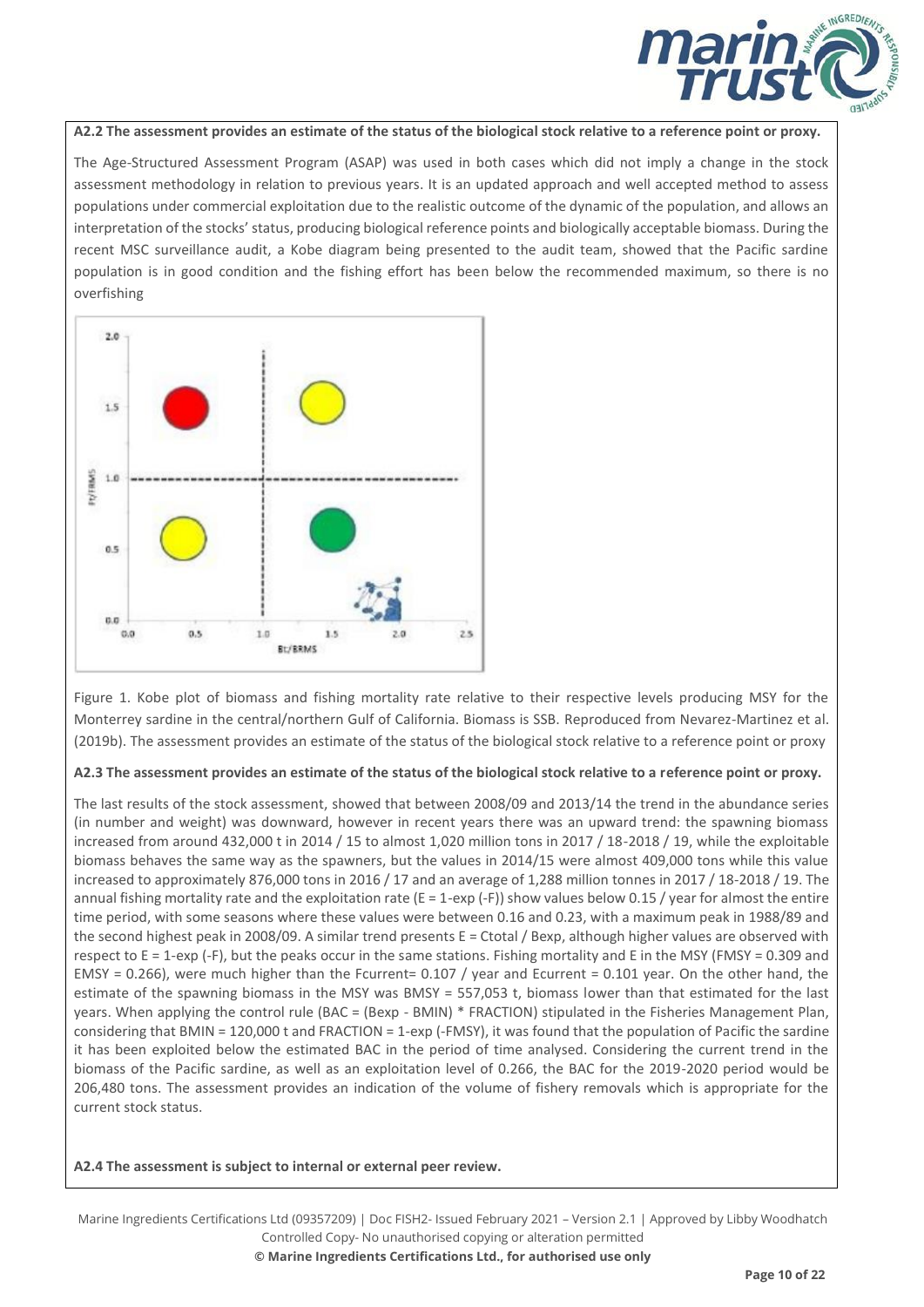**A2.2 The assessment provides an estimate of the status of the biological stock relative to a reference point or proxy.**

The Age-Structured Assessment Program (ASAP) was used in both cases which did not imply a change in the stock assessment methodology in relation to previous years. It is an updated approach and well accepted method to assess populations under commercial exploitation due to the realistic outcome of the dynamic of the population, and allows an interpretation of the stocks' status, producing biological reference points and biologically acceptable biomass. During the recent MSC surveillance audit, a Kobe diagram being presented to the audit team, showed that the Pacific sardine population is in good condition and the fishing effort has been below the recommended maximum, so there is no overfishing

Figure 1. Kobe plot of biomass and fishing mortality rate relative to their respective levels producing MSY for the Monterrey sardine in the central/northern Gulf of California. Biomass is SSB. Reproduced from Nevarez-Martinez et al. (2019b). The assessment provides an estimate of the status of the biological stock relative to a reference point or proxy

**A2.3 The assessment provides an estimate of the status of the biological stock relative to a reference point or proxy.**

The last results of the stock assessment, showed that between 2008/09 and 2013/14 the trend in the abundance series (in number and weight) was downward, however in recent years there was an upward trend: the spawning biomass increased from around 432,000 t in 2014 / 15 to almost 1,020 million tons in 2017 / 18-2018 / 19, while the exploitable biomass behaves the same way as the spawners, but the values in 2014/15 were almost 409,000 tons while this value increased to approximately 876,000 tons in 2016 / 17 and an average of 1,288 million tonnes in 2017 / 18-2018 / 19. The annual fishing mortality rate and the exploitation rate (E = 1-exp (-F)) show values below 0.15 / year for almost the entire time period, with some seasons where these values were between 0.16 and 0.23, with a maximum peak in 1988/89 and the second highest peak in 2008/09. A similar trend presents E = Ctotal / Bexp, although higher values are observed with respect to E = 1-exp (-F), but the peaks occur in the same stations. Fishing mortality and E in the MSY (FMSY = 0.309 and EMSY = 0.266), were much higher than the Fcurrent= 0.107 / year and Ecurrent = 0.101 year. On the other hand, the estimate of the spawning biomass in the MSY was BMSY = 557,053 t, biomass lower than that estimated for the last years. When applying the control rule (BAC = (Bexp - BMIN) * FRACTION) stipulated in the Fisheries Management Plan, considering that BMIN = 120,000 t and FRACTION = 1-exp (-FMSY), it was found that the population of Pacific the sardine it has been exploited below the estimated BAC in the period of time analysed. Considering the current trend in the biomass of the Pacific sardine, as well as an exploitation level of 0.266, the BAC for the 2019-2020 period would be 206,480 tons. The assessment provides an indication of the volume of fishery removals which is appropriate for the current stock status.

**A2.4 The assessment is subject to internal or external peer review.**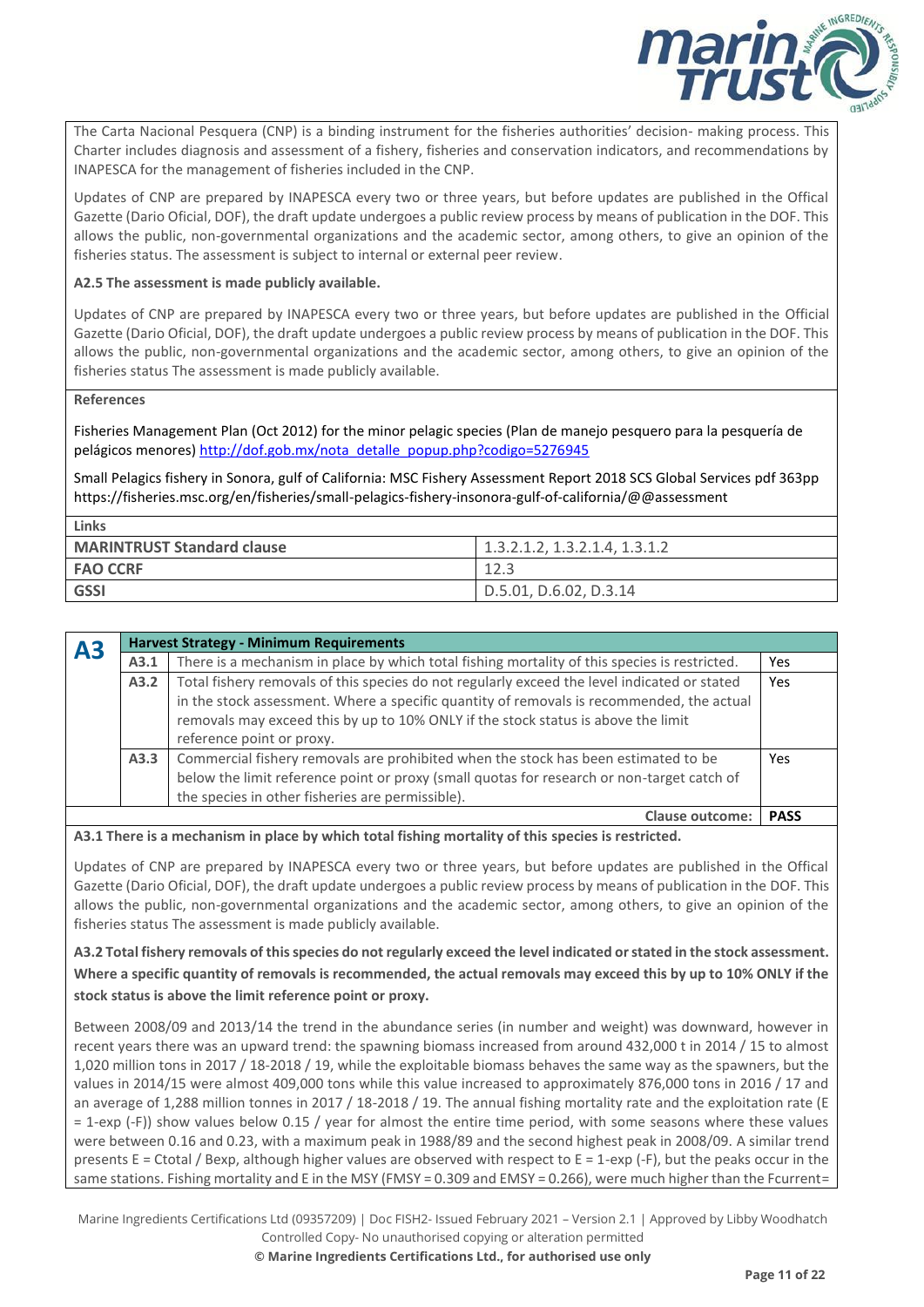The Carta Nacional Pesquera (CNP) is a binding instrument for the fisheries authorities' decision- making process. This Charter includes diagnosis and assessment of a fishery, fisheries and conservation indicators, and recommendations by INAPESCA for the management of fisheries included in the CNP.

Updates of CNP are prepared by INAPESCA every two or three years, but before updates are published in the Offical Gazette (Dario Oficial, DOF), the draft update undergoes a public review process by means of publication in the DOF. This allows the public, non-governmental organizations and the academic sector, among others, to give an opinion of the fisheries status. The assessment is subject to internal or external peer review.

**A2.5 The assessment is made publicly available.**

Updates of CNP are prepared by INAPESCA every two or three years, but before updates are published in the Official Gazette (Dario Oficial, DOF), the draft update undergoes a public review process by means of publication in the DOF. This allows the public, non-governmental organizations and the academic sector, among others, to give an opinion of the fisheries status The assessment is made publicly available.

**References**

Fisheries Management Plan (Oct 2012) for the minor pelagic species (Plan de manejo pesquero para la pesquería de pelágicos menores) http://dof.gob.mx/nota_detalle_popup.php?codigo=5276945

Small Pelagics fishery in Sonora, gulf of California: MSC Fishery Assessment Report 2018 SCS Global Services pdf 363pp https://fisheries.msc.org/en/fisheries/small-pelagics-fishery-insonora-gulf-of-california/@@assessment

| Links | |
|---|---|
| **MARINTRUST Standard clause** | 1.3.2.1.2, 1.3.2.1.4, 1.3.1.2 |
| **FAO CCRF** | 12.3 |
| **GSSI** | D.5.01, D.6.02, D.3.14 |

| **A3** | **Harvest Strategy - Minimum Requirements** | | |
|---|---|---|---|
| | **A3.1** | There is a mechanism in place by which total fishing mortality of this species is restricted. | Yes |
| | **A3.2** | Total fishery removals of this species do not regularly exceed the level indicated or stated in the stock assessment. Where a specific quantity of removals is recommended, the actual removals may exceed this by up to 10% ONLY if the stock status is above the limit reference point or proxy. | Yes |
| | **A3.3** | Commercial fishery removals are prohibited when the stock has been estimated to be below the limit reference point or proxy (small quotas for research or non-target catch of the species in other fisheries are permissible). | Yes |
| | | **Clause outcome:** | **PASS** |

**A3.1 There is a mechanism in place by which total fishing mortality of this species is restricted.**

Updates of CNP are prepared by INAPESCA every two or three years, but before updates are published in the Offical Gazette (Dario Oficial, DOF), the draft update undergoes a public review process by means of publication in the DOF. This allows the public, non-governmental organizations and the academic sector, among others, to give an opinion of the fisheries status The assessment is made publicly available.

**A3.2 Total fishery removals of this species do not regularly exceed the level indicated or stated in the stock assessment. Where a specific quantity of removals is recommended, the actual removals may exceed this by up to 10% ONLY if the stock status is above the limit reference point or proxy.**

Between 2008/09 and 2013/14 the trend in the abundance series (in number and weight) was downward, however in recent years there was an upward trend: the spawning biomass increased from around 432,000 t in 2014 / 15 to almost 1,020 million tons in 2017 / 18-2018 / 19, while the exploitable biomass behaves the same way as the spawners, but the values in 2014/15 were almost 409,000 tons while this value increased to approximately 876,000 tons in 2016 / 17 and an average of 1,288 million tonnes in 2017 / 18-2018 / 19. The annual fishing mortality rate and the exploitation rate (E = 1-exp (-F)) show values below 0.15 / year for almost the entire time period, with some seasons where these values were between 0.16 and 0.23, with a maximum peak in 1988/89 and the second highest peak in 2008/09. A similar trend presents E = Ctotal / Bexp, although higher values are observed with respect to E = 1-exp (-F), but the peaks occur in the same stations. Fishing mortality and E in the MSY (FMSY = 0.309 and EMSY = 0.266), were much higher than the Fcurrent=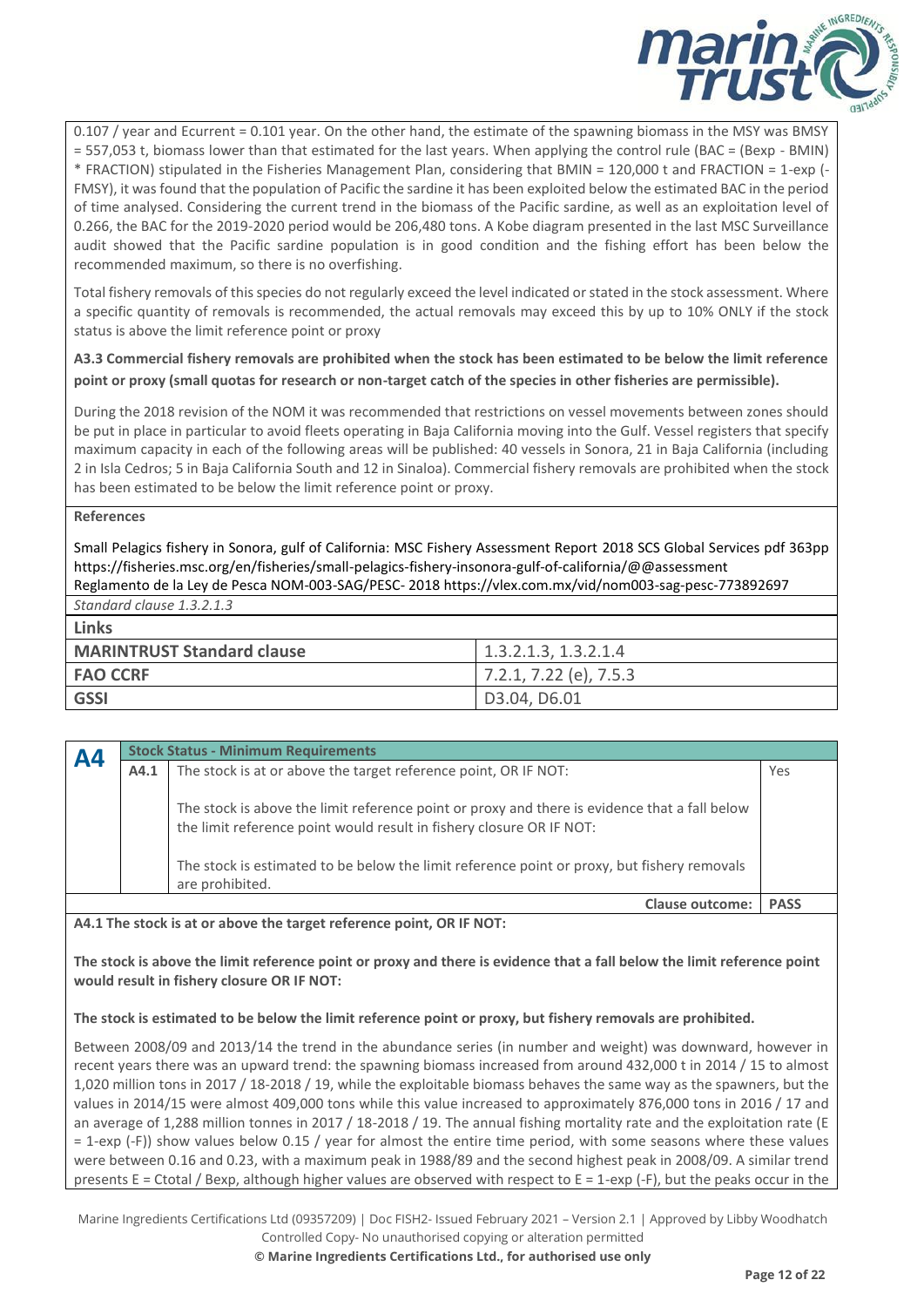0.107 / year and Ecurrent = 0.101 year. On the other hand, the estimate of the spawning biomass in the MSY was BMSY = 557,053 t, biomass lower than that estimated for the last years. When applying the control rule (BAC = (Bexp - BMIN) * FRACTION) stipulated in the Fisheries Management Plan, considering that BMIN = 120,000 t and FRACTION = 1-exp (-FMSY), it was found that the population of Pacific the sardine it has been exploited below the estimated BAC in the period of time analysed. Considering the current trend in the biomass of the Pacific sardine, as well as an exploitation level of 0.266, the BAC for the 2019-2020 period would be 206,480 tons. A Kobe diagram presented in the last MSC Surveillance audit showed that the Pacific sardine population is in good condition and the fishing effort has been below the recommended maximum, so there is no overfishing.

Total fishery removals of this species do not regularly exceed the level indicated or stated in the stock assessment. Where a specific quantity of removals is recommended, the actual removals may exceed this by up to 10% ONLY if the stock status is above the limit reference point or proxy

**A3.3 Commercial fishery removals are prohibited when the stock has been estimated to be below the limit reference point or proxy (small quotas for research or non-target catch of the species in other fisheries are permissible).**

During the 2018 revision of the NOM it was recommended that restrictions on vessel movements between zones should be put in place in particular to avoid fleets operating in Baja California moving into the Gulf. Vessel registers that specify maximum capacity in each of the following areas will be published: 40 vessels in Sonora, 21 in Baja California (including 2 in Isla Cedros; 5 in Baja California South and 12 in Sinaloa). Commercial fishery removals are prohibited when the stock has been estimated to be below the limit reference point or proxy.

**References**

Small Pelagics fishery in Sonora, gulf of California: MSC Fishery Assessment Report 2018 SCS Global Services pdf 363pp https://fisheries.msc.org/en/fisheries/small-pelagics-fishery-insonora-gulf-of-california/@@assessment
Reglamento de la Ley de Pesca NOM-003-SAG/PESC- 2018 https://vlex.com.mx/vid/nom003-sag-pesc-773892697

*Standard clause 1.3.2.1.3*

| **Links** | |
|---|---|
| **MARINTRUST Standard clause** | 1.3.2.1.3, 1.3.2.1.4 |
| **FAO CCRF** | 7.2.1, 7.22 (e), 7.5.3 |
| **GSSI** | D3.04, D6.01 |

| **A4** | **Stock Status - Minimum Requirements** | | |
|---|---|---|---|
| | **A4.1** | The stock is at or above the target reference point, OR IF NOT:<br><br>The stock is above the limit reference point or proxy and there is evidence that a fall below the limit reference point would result in fishery closure OR IF NOT:<br><br>The stock is estimated to be below the limit reference point or proxy, but fishery removals are prohibited. | Yes |
| | | **Clause outcome:** | **PASS** |

**A4.1 The stock is at or above the target reference point, OR IF NOT:**

**The stock is above the limit reference point or proxy and there is evidence that a fall below the limit reference point would result in fishery closure OR IF NOT:**

**The stock is estimated to be below the limit reference point or proxy, but fishery removals are prohibited.**

Between 2008/09 and 2013/14 the trend in the abundance series (in number and weight) was downward, however in recent years there was an upward trend: the spawning biomass increased from around 432,000 t in 2014 / 15 to almost 1,020 million tons in 2017 / 18-2018 / 19, while the exploitable biomass behaves the same way as the spawners, but the values in 2014/15 were almost 409,000 tons while this value increased to approximately 876,000 tons in 2016 / 17 and an average of 1,288 million tonnes in 2017 / 18-2018 / 19. The annual fishing mortality rate and the exploitation rate (E = 1-exp (-F)) show values below 0.15 / year for almost the entire time period, with some seasons where these values were between 0.16 and 0.23, with a maximum peak in 1988/89 and the second highest peak in 2008/09. A similar trend presents E = Ctotal / Bexp, although higher values are observed with respect to E = 1-exp (-F), but the peaks occur in the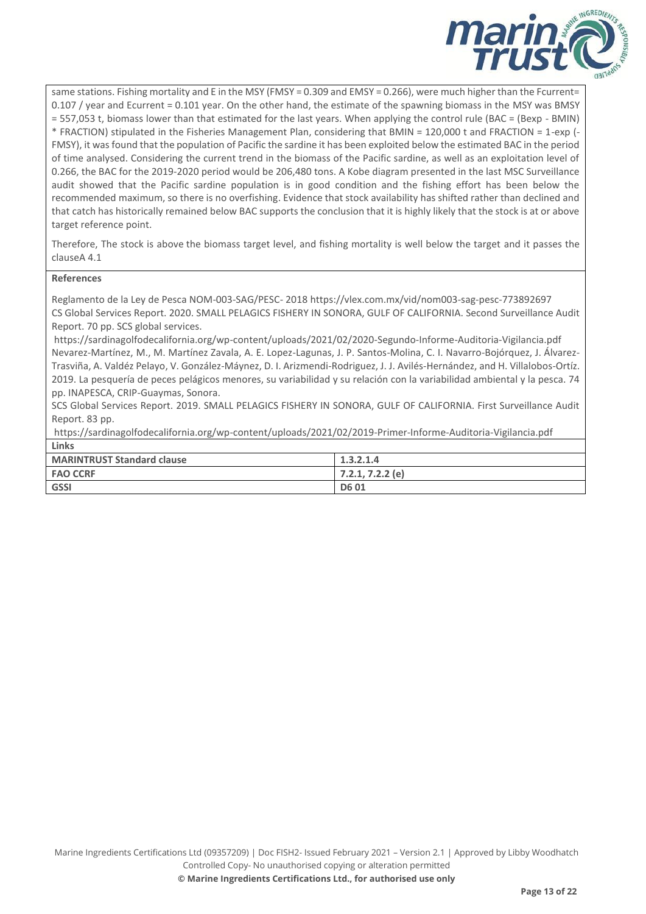same stations. Fishing mortality and E in the MSY ($F_{MSY}$ = 0.309 and $E_{MSY}$ = 0.266), were much higher than the $F_{current}$= 0.107 / year and $E_{current}$ = 0.101 year. On the other hand, the estimate of the spawning biomass in the MSY was $B_{MSY}$ = 557,053 t, biomass lower than that estimated for the last years. When applying the control rule (BAC = (Bexp - BMIN) * FRACTION) stipulated in the Fisheries Management Plan, considering that BMIN = 120,000 t and FRACTION = 1-exp (-FMSY), it was found that the population of Pacific the sardine it has been exploited below the estimated BAC in the period of time analysed. Considering the current trend in the biomass of the Pacific sardine, as well as an exploitation level of 0.266, the BAC for the 2019-2020 period would be 206,480 tons. A Kobe diagram presented in the last MSC Surveillance audit showed that the Pacific sardine population is in good condition and the fishing effort has been below the recommended maximum, so there is no overfishing. Evidence that stock availability has shifted rather than declined and that catch has historically remained below BAC supports the conclusion that it is highly likely that the stock is at or above target reference point.

Therefore, The stock is above the biomass target level, and fishing mortality is well below the target and it passes the clauseA 4.1

**References**

Reglamento de la Ley de Pesca NOM-003-SAG/PESC- 2018 https://vlex.com.mx/vid/nom003-sag-pesc-773892697
CS Global Services Report. 2020. SMALL PELAGICS FISHERY IN SONORA, GULF OF CALIFORNIA. Second Surveillance Audit Report. 70 pp. SCS global services.
https://sardinagolfodecalifornia.org/wp-content/uploads/2021/02/2020-Segundo-Informe-Auditoria-Vigilancia.pdf
Nevarez-Martínez, M., M. Martínez Zavala, A. E. Lopez-Lagunas, J. P. Santos-Molina, C. I. Navarro-Bojórquez, J. Álvarez-Trasviña, A. Valdéz Pelayo, V. González-Máynez, D. I. Arizmendi-Rodriguez, J. J. Avilés-Hernández, and H. Villalobos-Ortíz. 2019. La pesquería de peces pelágicos menores, su variabilidad y su relación con la variabilidad ambiental y la pesca. 74 pp. INAPESCA, CRIP-Guaymas, Sonora.
SCS Global Services Report. 2019. SMALL PELAGICS FISHERY IN SONORA, GULF OF CALIFORNIA. First Surveillance Audit Report. 83 pp.
https://sardinagolfodecalifornia.org/wp-content/uploads/2021/02/2019-Primer-Informe-Auditoria-Vigilancia.pdf

**Links**

| | |
|---|---|
| **MARINTRUST Standard clause** | **1.3.2.1.4** |
| **FAO CCRF** | **7.2.1, 7.2.2 (e)** |
| **GSSI** | **D6 01** |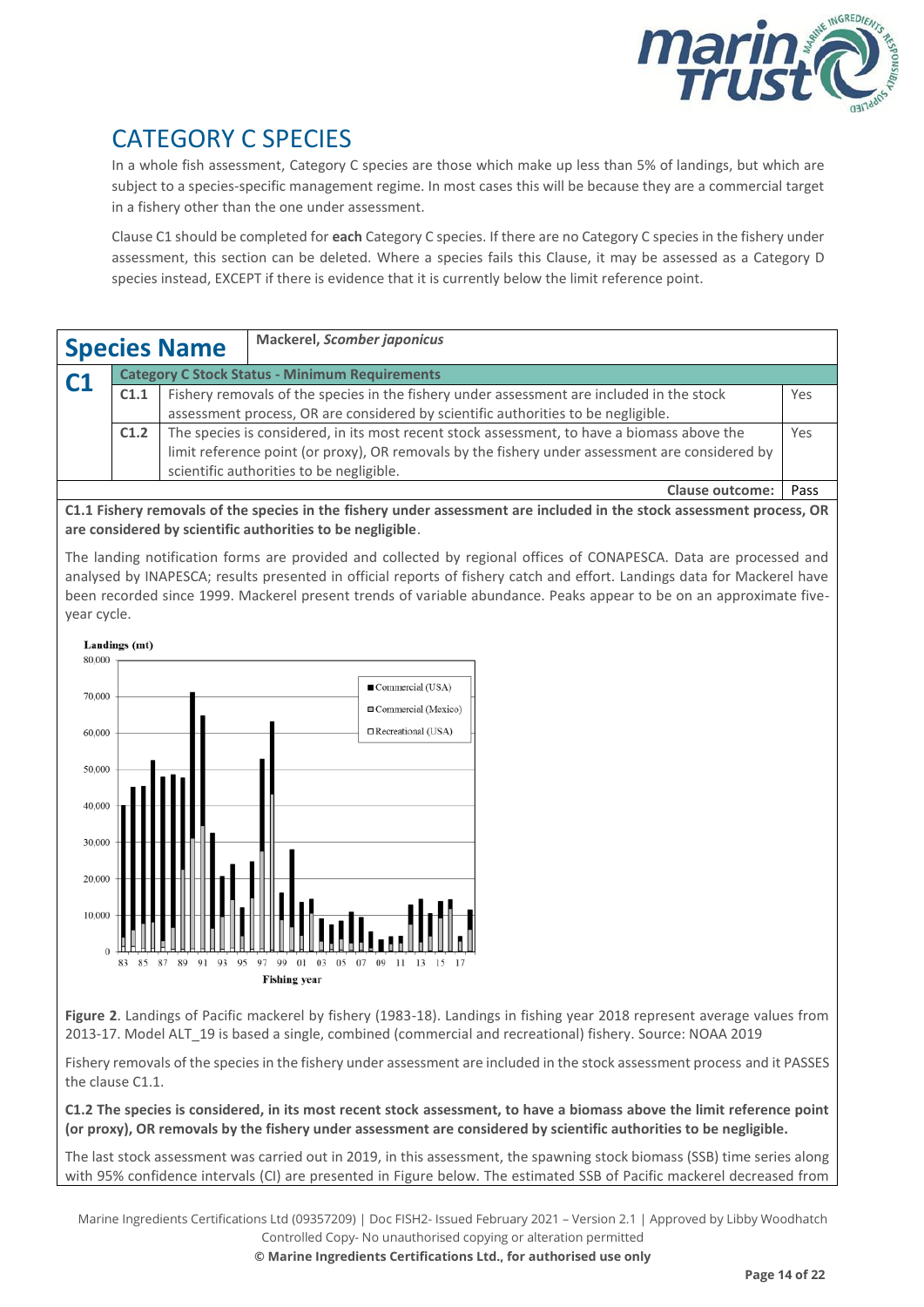# CATEGORY C SPECIES

In a whole fish assessment, Category C species are those which make up less than 5% of landings, but which are subject to a species-specific management regime. In most cases this will be because they are a commercial target in a fishery other than the one under assessment.

Clause C1 should be completed for **each** Category C species. If there are no Category C species in the fishery under assessment, this section can be deleted. Where a species fails this Clause, it may be assessed as a Category D species instead, EXCEPT if there is evidence that it is currently below the limit reference point.

| **Species Name** | | Mackerel, *Scomber japonicus* | |
|---|---|---|---|
| **C1** | **Category C Stock Status - Minimum Requirements** | | |
| | C1.1 | Fishery removals of the species in the fishery under assessment are included in the stock assessment process, OR are considered by scientific authorities to be negligible. | Yes |
| | C1.2 | The species is considered, in its most recent stock assessment, to have a biomass above the limit reference point (or proxy), OR removals by the fishery under assessment are considered by scientific authorities to be negligible. | Yes |
| | | **Clause outcome:** | Pass |

**C1.1 Fishery removals of the species in the fishery under assessment are included in the stock assessment process, OR are considered by scientific authorities to be negligible**.

The landing notification forms are provided and collected by regional offices of CONAPESCA. Data are processed and analysed by INAPESCA; results presented in official reports of fishery catch and effort. Landings data for Mackerel have been recorded since 1999. Mackerel present trends of variable abundance. Peaks appear to be on an approximate five-year cycle.

**Figure 2**. Landings of Pacific mackerel by fishery (1983-18). Landings in fishing year 2018 represent average values from 2013-17. Model ALT_19 is based a single, combined (commercial and recreational) fishery. Source: NOAA 2019

Fishery removals of the species in the fishery under assessment are included in the stock assessment process and it PASSES the clause C1.1.

**C1.2 The species is considered, in its most recent stock assessment, to have a biomass above the limit reference point (or proxy), OR removals by the fishery under assessment are considered by scientific authorities to be negligible.**

The last stock assessment was carried out in 2019, in this assessment, the spawning stock biomass (SSB) time series along with 95% confidence intervals (CI) are presented in Figure below. The estimated SSB of Pacific mackerel decreased from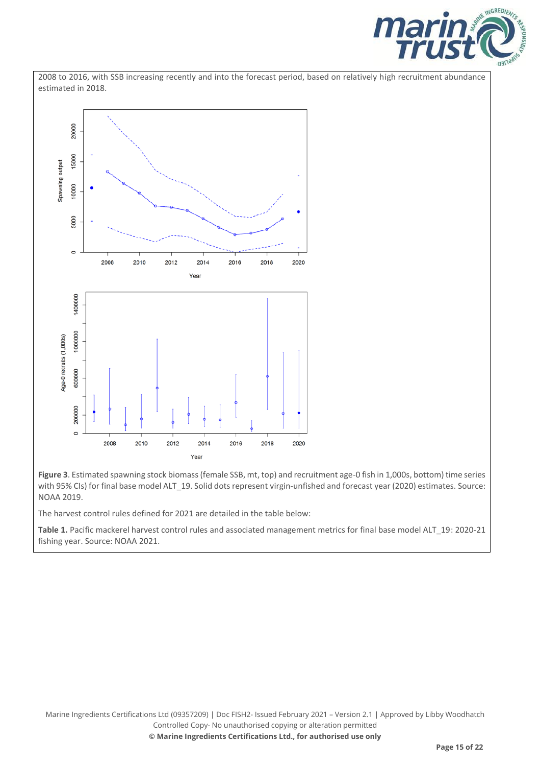2008 to 2016, with SSB increasing recently and into the forecast period, based on relatively high recruitment abundance estimated in 2018.

**Figure 3**. Estimated spawning stock biomass (female SSB, mt, top) and recruitment age-0 fish in 1,000s, bottom) time series with 95% CIs) for final base model ALT_19. Solid dots represent virgin-unfished and forecast year (2020) estimates. Source: NOAA 2019.

The harvest control rules defined for 2021 are detailed in the table below:

**Table 1.** Pacific mackerel harvest control rules and associated management metrics for final base model ALT_19: 2020-21 fishing year. Source: NOAA 2021.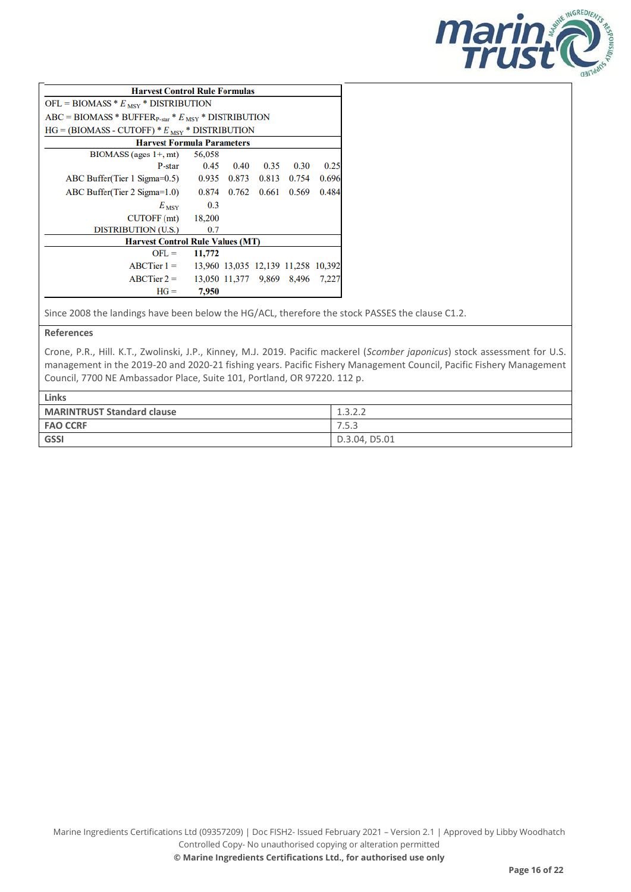| Harvest Control Rule Formulas | | | | | |
|---|---|---|---|---|---|
| OFL = BIOMASS * $E_{MSY}$ * DISTRIBUTION | | | | | |
| ABC = BIOMASS * BUFFER$_{P\text{-}star}$ * $E_{MSY}$ * DISTRIBUTION | | | | | |
| HG = (BIOMASS - CUTOFF) * $E_{MSY}$ * DISTRIBUTION | | | | | |
| **Harvest Formula Parameters** | | | | | |
| BIOMASS (ages 1+, mt) | 56,058 | | | | |
| P-star | 0.45 | 0.40 | 0.35 | 0.30 | 0.25 |
| ABC Buffer(Tier 1 Sigma=0.5) | 0.935 | 0.873 | 0.813 | 0.754 | 0.696 |
| ABC Buffer(Tier 2 Sigma=1.0) | 0.874 | 0.762 | 0.661 | 0.569 | 0.484 |
| $E_{MSY}$ | 0.3 | | | | |
| CUTOFF (mt) | 18,200 | | | | |
| DISTRIBUTION (U.S.) | 0.7 | | | | |
| **Harvest Control Rule Values (MT)** | | | | | |
| OFL = | **11,772** | | | | |
| ABCTier 1 = | 13,960 | 13,035 | 12,139 | 11,258 | 10,392 |
| ABCTier 2 = | 13,050 | 11,377 | 9,869 | 8,496 | 7,227 |
| HG = | **7,950** | | | | |

Since 2008 the landings have been below the HG/ACL, therefore the stock PASSES the clause C1.2.

**References**

Crone, P.R., Hill. K.T., Zwolinski, J.P., Kinney, M.J. 2019. Pacific mackerel (*Scomber japonicus*) stock assessment for U.S. management in the 2019-20 and 2020-21 fishing years. Pacific Fishery Management Council, Pacific Fishery Management Council, 7700 NE Ambassador Place, Suite 101, Portland, OR 97220. 112 p.

| Links | |
|---|---|
| **MARINTRUST Standard clause** | 1.3.2.2 |
| **FAO CCRF** | 7.5.3 |
| **GSSI** | D.3.04, D5.01 |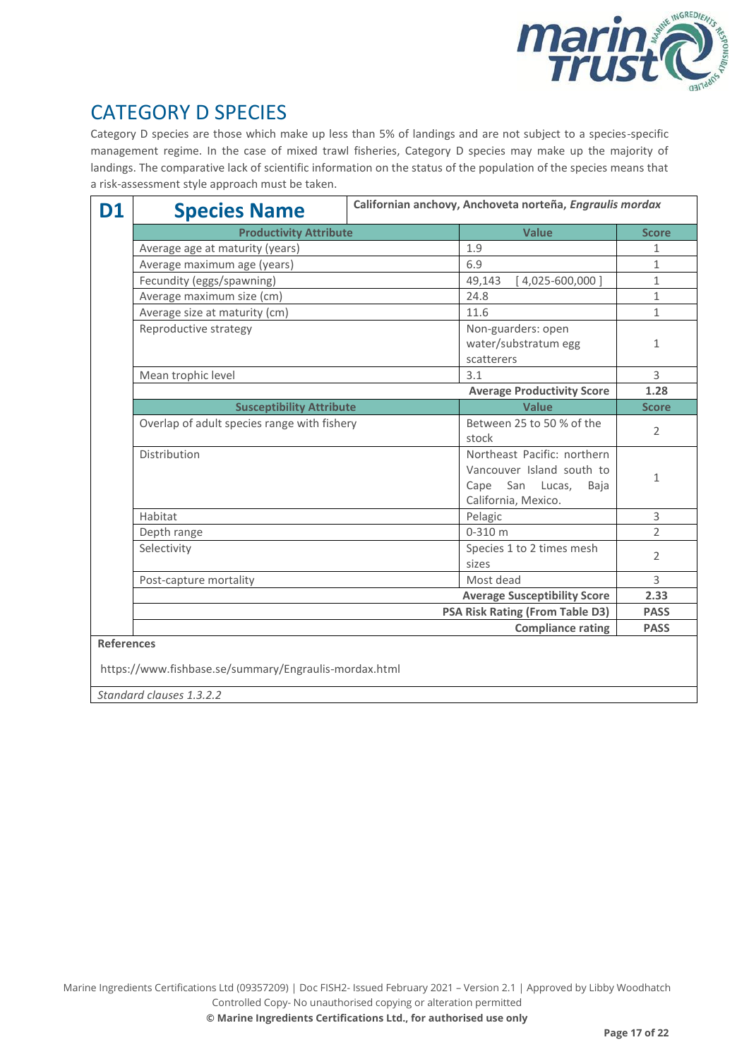## CATEGORY D SPECIES

Category D species are those which make up less than 5% of landings and are not subject to a species-specific management regime. In the case of mixed trawl fisheries, Category D species may make up the majority of landings. The comparative lack of scientific information on the status of the population of the species means that a risk-assessment style approach must be taken.

| D1 | Species Name | Californian anchovy, Anchoveta norteña, *Engraulis mordax* | |
|---|---|---|---|
| | **Productivity Attribute** | **Value** | **Score** |
| | Average age at maturity (years) | 1.9 | 1 |
| | Average maximum age (years) | 6.9 | 1 |
| | Fecundity (eggs/spawning) | 49,143 [ 4,025-600,000 ] | 1 |
| | Average maximum size (cm) | 24.8 | 1 |
| | Average size at maturity (cm) | 11.6 | 1 |
| | Reproductive strategy | Non-guarders: open water/substratum egg scatterers | 1 |
| | Mean trophic level | 3.1 | 3 |
| | | **Average Productivity Score** | **1.28** |
| | **Susceptibility Attribute** | **Value** | **Score** |
| | Overlap of adult species range with fishery | Between 25 to 50 % of the stock | 2 |
| | Distribution | Northeast Pacific: northern Vancouver Island south to Cape San Lucas, Baja California, Mexico. | 1 |
| | Habitat | Pelagic | 3 |
| | Depth range | 0-310 m | 2 |
| | Selectivity | Species 1 to 2 times mesh sizes | 2 |
| | Post-capture mortality | Most dead | 3 |
| | | **Average Susceptibility Score** | **2.33** |
| | | **PSA Risk Rating (From Table D3)** | **PASS** |
| | | **Compliance rating** | **PASS** |

**References**

https://www.fishbase.se/summary/Engraulis-mordax.html

*Standard clauses 1.3.2.2*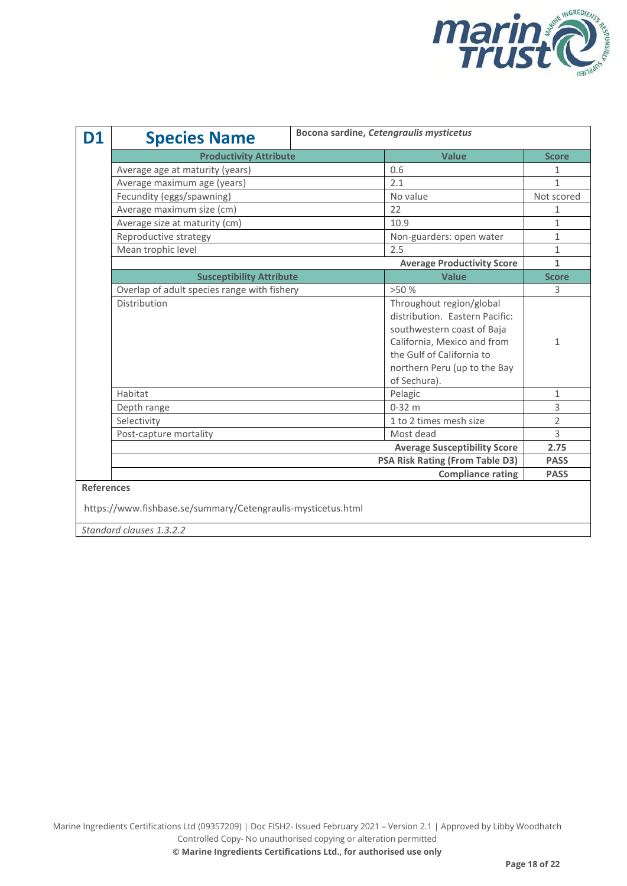## D1 Species Name

**Bocona sardine, *Cetengraulis mysticetus***

| Productivity Attribute | Value | Score |
|---|---|---|
| Average age at maturity (years) | 0.6 | 1 |
| Average maximum age (years) | 2.1 | 1 |
| Fecundity (eggs/spawning) | No value | Not scored |
| Average maximum size (cm) | 22 | 1 |
| Average size at maturity (cm) | 10.9 | 1 |
| Reproductive strategy | Non-guarders: open water | 1 |
| Mean trophic level | 2.5 | 1 |
| | **Average Productivity Score** | **1** |
| **Susceptibility Attribute** | **Value** | **Score** |
| Overlap of adult species range with fishery | >50 % | 3 |
| Distribution | Throughout region/global distribution. Eastern Pacific: southwestern coast of Baja California, Mexico and from the Gulf of California to northern Peru (up to the Bay of Sechura). | 1 |
| Habitat | Pelagic | 1 |
| Depth range | 0-32 m | 3 |
| Selectivity | 1 to 2 times mesh size | 2 |
| Post-capture mortality | Most dead | 3 |
| | **Average Susceptibility Score** | **2.75** |
| | **PSA Risk Rating (From Table D3)** | **PASS** |
| | **Compliance rating** | **PASS** |

**References**

https://www.fishbase.se/summary/Cetengraulis-mysticetus.html

*Standard clauses 1.3.2.2*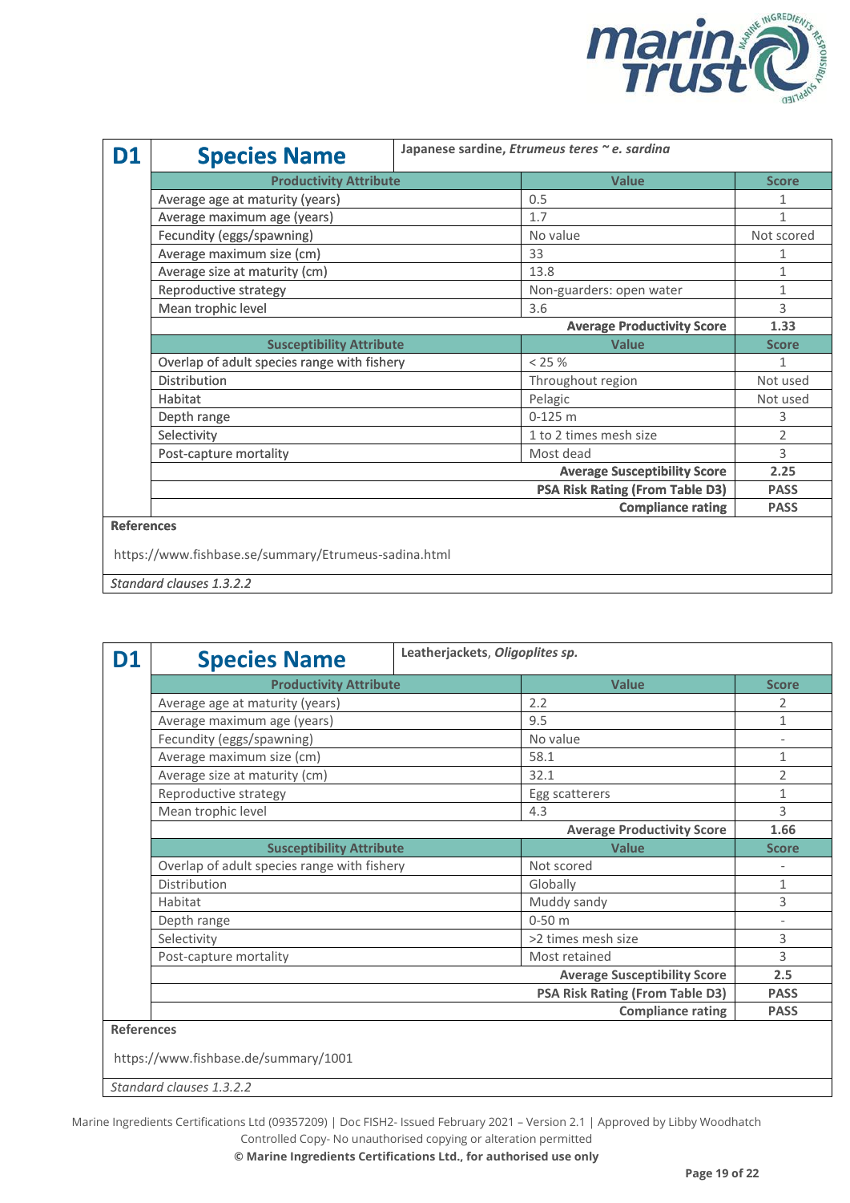| D1 | Species Name | Japanese sardine, *Etrumeus teres ~ e. sardina* | |
|---|---|---|---|
| | **Productivity Attribute** | **Value** | **Score** |
| | Average age at maturity (years) | 0.5 | 1 |
| | Average maximum age (years) | 1.7 | 1 |
| | Fecundity (eggs/spawning) | No value | Not scored |
| | Average maximum size (cm) | 33 | 1 |
| | Average size at maturity (cm) | 13.8 | 1 |
| | Reproductive strategy | Non-guarders: open water | 1 |
| | Mean trophic level | 3.6 | 3 |
| | | **Average Productivity Score** | **1.33** |
| | **Susceptibility Attribute** | **Value** | **Score** |
| | Overlap of adult species range with fishery | < 25 % | 1 |
| | Distribution | Throughout region | Not used |
| | Habitat | Pelagic | Not used |
| | Depth range | 0-125 m | 3 |
| | Selectivity | 1 to 2 times mesh size | 2 |
| | Post-capture mortality | Most dead | 3 |
| | | **Average Susceptibility Score** | **2.25** |
| | | **PSA Risk Rating (From Table D3)** | **PASS** |
| | | **Compliance rating** | **PASS** |

**References**

https://www.fishbase.se/summary/Etrumeus-sadina.html

*Standard clauses 1.3.2.2*

| D1 | Species Name | Leatherjackets, *Oligoplites sp.* | |
|---|---|---|---|
| | **Productivity Attribute** | **Value** | **Score** |
| | Average age at maturity (years) | 2.2 | 2 |
| | Average maximum age (years) | 9.5 | 1 |
| | Fecundity (eggs/spawning) | No value | - |
| | Average maximum size (cm) | 58.1 | 1 |
| | Average size at maturity (cm) | 32.1 | 2 |
| | Reproductive strategy | Egg scatterers | 1 |
| | Mean trophic level | 4.3 | 3 |
| | | **Average Productivity Score** | **1.66** |
| | **Susceptibility Attribute** | **Value** | **Score** |
| | Overlap of adult species range with fishery | Not scored | - |
| | Distribution | Globally | 1 |
| | Habitat | Muddy sandy | 3 |
| | Depth range | 0-50 m | - |
| | Selectivity | >2 times mesh size | 3 |
| | Post-capture mortality | Most retained | 3 |
| | | **Average Susceptibility Score** | **2.5** |
| | | **PSA Risk Rating (From Table D3)** | **PASS** |
| | | **Compliance rating** | **PASS** |

**References**

https://www.fishbase.de/summary/1001

*Standard clauses 1.3.2.2*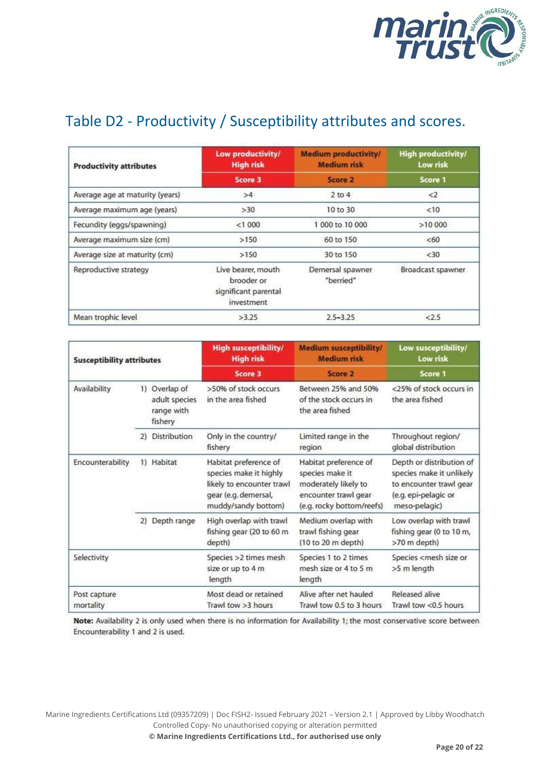## Table D2 - Productivity / Susceptibility attributes and scores.

| Productivity attributes | Low productivity/ High risk | Medium productivity/ Medium risk | High productivity/ Low risk |
|---|---|---|---|
| | Score 3 | Score 2 | Score 1 |
| Average age at maturity (years) | >4 | 2 to 4 | <2 |
| Average maximum age (years) | >30 | 10 to 30 | <10 |
| Fecundity (eggs/spawning) | <1 000 | 1 000 to 10 000 | >10 000 |
| Average maximum size (cm) | >150 | 60 to 150 | <60 |
| Average size at maturity (cm) | >150 | 30 to 150 | <30 |
| Reproductive strategy | Live bearer, mouth brooder or significant parental investment | Demersal spawner "berried" | Broadcast spawner |
| Mean trophic level | >3.25 | 2.5–3.25 | <2.5 |

| Susceptibility attributes | | High susceptibility/ High risk | Medium susceptibility/ Medium risk | Low susceptibility/ Low risk |
|---|---|---|---|---|
| | | Score 3 | Score 2 | Score 1 |
| Availability | 1) Overlap of adult species range with fishery | >50% of stock occurs in the area fished | Between 25% and 50% of the stock occurs in the area fished | <25% of stock occurs in the area fished |
| | 2) Distribution | Only in the country/ fishery | Limited range in the region | Throughout region/ global distribution |
| Encounterability | 1) Habitat | Habitat preference of species make it highly likely to encounter trawl gear (e.g. demersal, muddy/sandy bottom) | Habitat preference of species make it moderately likely to encounter trawl gear (e.g. rocky bottom/reefs) | Depth or distribution of species make it unlikely to encounter trawl gear (e.g. epi-pelagic or meso-pelagic) |
| | 2) Depth range | High overlap with trawl fishing gear (20 to 60 m depth) | Medium overlap with trawl fishing gear (10 to 20 m depth) | Low overlap with trawl fishing gear (0 to 10 m, >70 m depth) |
| Selectivity | | Species >2 times mesh size or up to 4 m length | Species 1 to 2 times mesh size or 4 to 5 m length | Species <mesh size or >5 m length |
| Post capture mortality | | Most dead or retained Trawl tow >3 hours | Alive after net hauled Trawl tow 0.5 to 3 hours | Released alive Trawl tow <0.5 hours |

**Note:** Availability 2 is only used when there is no information for Availability 1; the most conservative score between Encounterability 1 and 2 is used.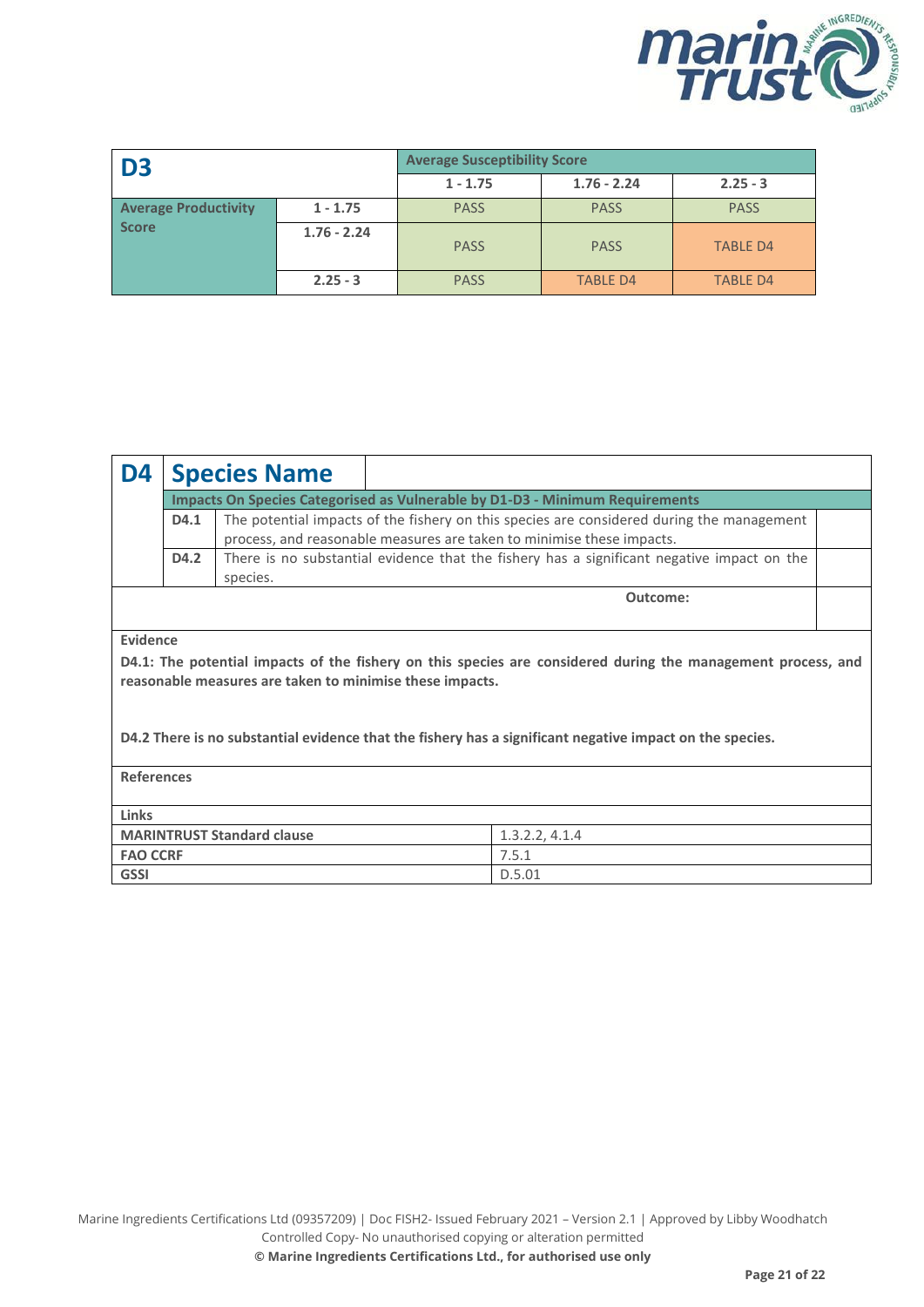| D3 | | Average Susceptibility Score | | |
|---|---|---|---|---|
| | | 1 - 1.75 | 1.76 - 2.24 | 2.25 - 3 |
| Average Productivity Score | 1 - 1.75 | PASS | PASS | PASS |
| | 1.76 - 2.24 | PASS | PASS | TABLE D4 |
| | 2.25 - 3 | PASS | TABLE D4 | TABLE D4 |

| D4 | Species Name | | |
|---|---|---|---|
| | Impacts On Species Categorised as Vulnerable by D1-D3 - Minimum Requirements | | |
| | D4.1 | The potential impacts of the fishery on this species are considered during the management process, and reasonable measures are taken to minimise these impacts. | |
| | D4.2 | There is no substantial evidence that the fishery has a significant negative impact on the species. | |
| | | **Outcome:** | |

**Evidence**

**D4.1: The potential impacts of the fishery on this species are considered during the management process, and reasonable measures are taken to minimise these impacts.**

**D4.2 There is no substantial evidence that the fishery has a significant negative impact on the species.**

**References**

| Links | |
|---|---|
| **MARINTRUST Standard clause** | 1.3.2.2, 4.1.4 |
| **FAO CCRF** | 7.5.1 |
| **GSSI** | D.5.01 |

Marine Ingredients Certifications Ltd (09357209) | Doc FISH2- Issued February 2021 – Version 2.1 | Approved by Libby Woodhatch
Controlled Copy- No unauthorised copying or alteration permitted
**© Marine Ingredients Certifications Ltd., for authorised use only**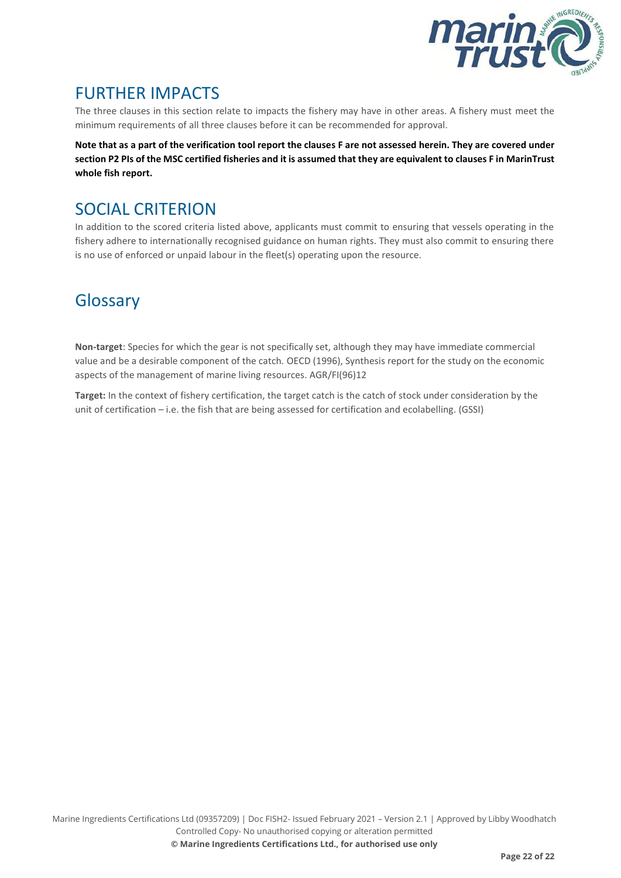## FURTHER IMPACTS

The three clauses in this section relate to impacts the fishery may have in other areas. A fishery must meet the minimum requirements of all three clauses before it can be recommended for approval.

**Note that as a part of the verification tool report the clauses F are not assessed herein. They are covered under section P2 PIs of the MSC certified fisheries and it is assumed that they are equivalent to clauses F in MarinTrust whole fish report.**

## SOCIAL CRITERION

In addition to the scored criteria listed above, applicants must commit to ensuring that vessels operating in the fishery adhere to internationally recognised guidance on human rights. They must also commit to ensuring there is no use of enforced or unpaid labour in the fleet(s) operating upon the resource.

## Glossary

**Non-target**: Species for which the gear is not specifically set, although they may have immediate commercial value and be a desirable component of the catch. OECD (1996), Synthesis report for the study on the economic aspects of the management of marine living resources. AGR/FI(96)12

**Target:** In the context of fishery certification, the target catch is the catch of stock under consideration by the unit of certification – i.e. the fish that are being assessed for certification and ecolabelling. (GSSI)